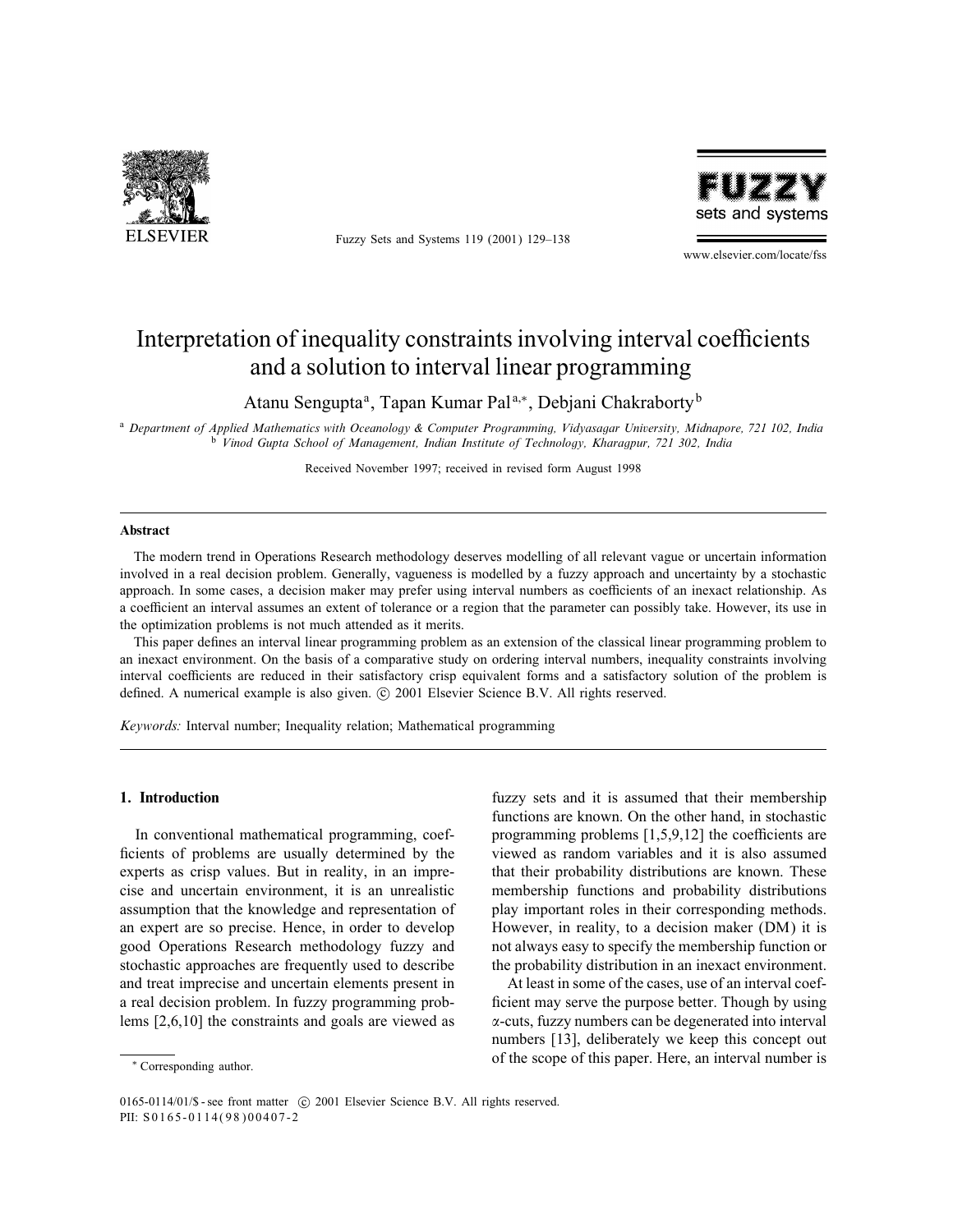# Interpretation of inequality constraints involving interval coefficients and a solution to interval linear programming

Atanu Sengupta[a], Tapan Kumar Pal[a,*], Debjani Chakraborty[b]

[a] *Department of Applied Mathematics with Oceanology & Computer Programming, Vidyasagar University, Midnapore, 721 102, India*
[b] *Vinod Gupta School of Management, Indian Institute of Technology, Kharagpur, 721 302, India*

Received November 1997; received in revised form August 1998

## Abstract

The modern trend in Operations Research methodology deserves modelling of all relevant vague or uncertain information involved in a real decision problem. Generally, vagueness is modelled by a fuzzy approach and uncertainty by a stochastic approach. In some cases, a decision maker may prefer using interval numbers as coefficients of an inexact relationship. As a coefficient an interval assumes an extent of tolerance or a region that the parameter can possibly take. However, its use in the optimization problems is not much attended as it merits.

This paper defines an interval linear programming problem as an extension of the classical linear programming problem to an inexact environment. On the basis of a comparative study on ordering interval numbers, inequality constraints involving interval coefficients are reduced in their satisfactory crisp equivalent forms and a satisfactory solution of the problem is defined. A numerical example is also given. © 2001 Elsevier Science B.V. All rights reserved.

*Keywords:* Interval number; Inequality relation; Mathematical programming

## 1. Introduction

In conventional mathematical programming, coefficients of problems are usually determined by the experts as crisp values. But in reality, in an imprecise and uncertain environment, it is an unrealistic assumption that the knowledge and representation of an expert are so precise. Hence, in order to develop good Operations Research methodology fuzzy and stochastic approaches are frequently used to describe and treat imprecise and uncertain elements present in a real decision problem. In fuzzy programming problems [2,6,10] the constraints and goals are viewed as fuzzy sets and it is assumed that their membership functions are known. On the other hand, in stochastic programming problems [1,5,9,12] the coefficients are viewed as random variables and it is also assumed that their probability distributions are known. These membership functions and probability distributions play important roles in their corresponding methods. However, in reality, to a decision maker (DM) it is not always easy to specify the membership function or the probability distribution in an inexact environment.

At least in some of the cases, use of an interval coefficient may serve the purpose better. Though by using $\alpha$-cuts, fuzzy numbers can be degenerated into interval numbers [13], deliberately we keep this concept out of the scope of this paper. Here, an interval number is

\* Corresponding author.

0165-0114/01/$ - see front matter © 2001 Elsevier Science B.V. All rights reserved.
PII: S0165-0114(98)00407-2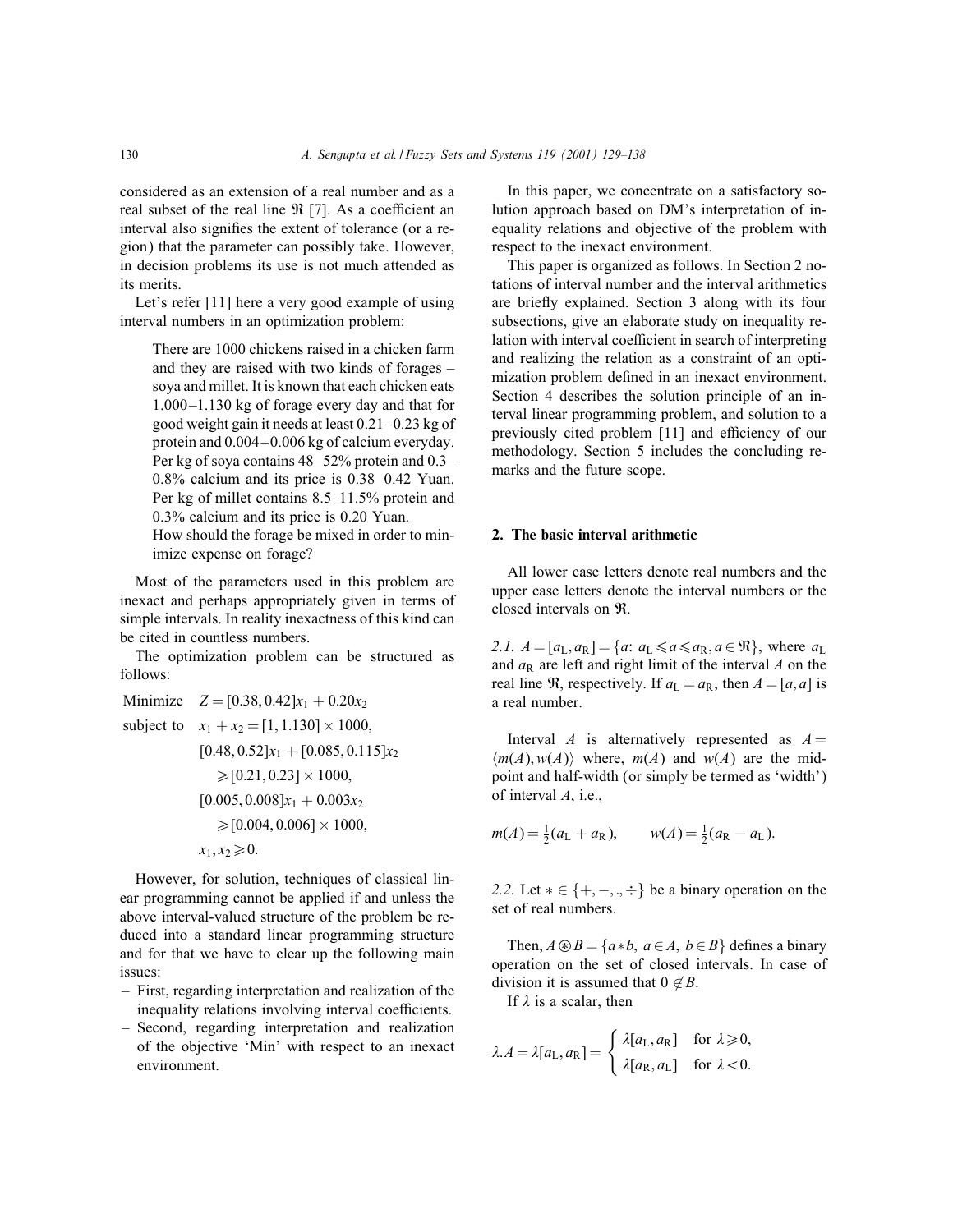considered as an extension of a real number and as a real subset of the real line $\Re$ [7]. As a coefficient an interval also signifies the extent of tolerance (or a region) that the parameter can possibly take. However, in decision problems its use is not much attended as its merits.

Let's refer [11] here a very good example of using interval numbers in an optimization problem:

> There are 1000 chickens raised in a chicken farm and they are raised with two kinds of forages – soya and millet. It is known that each chicken eats 1.000–1.130 kg of forage every day and that for good weight gain it needs at least 0.21–0.23 kg of protein and 0.004–0.006 kg of calcium everyday. Per kg of soya contains 48–52% protein and 0.3–0.8% calcium and its price is 0.38–0.42 Yuan. Per kg of millet contains 8.5–11.5% protein and 0.3% calcium and its price is 0.20 Yuan.
>
> How should the forage be mixed in order to minimize expense on forage?

Most of the parameters used in this problem are inexact and perhaps appropriately given in terms of simple intervals. In reality inexactness of this kind can be cited in countless numbers.

The optimization problem can be structured as follows:

$$
\begin{aligned}
\text{Minimize} \quad & Z = [0.38, 0.42]x_1 + 0.20x_2 \\
\text{subject to} \quad & x_1 + x_2 = [1, 1.130] \times 1000, \\
& [0.48, 0.52]x_1 + [0.085, 0.115]x_2 \\
& \quad \geqslant [0.21, 0.23] \times 1000, \\
& [0.005, 0.008]x_1 + 0.003x_2 \\
& \quad \geqslant [0.004, 0.006] \times 1000, \\
& x_1, x_2 \geqslant 0.
\end{aligned}
$$

However, for solution, techniques of classical linear programming cannot be applied if and unless the above interval-valued structure of the problem be reduced into a standard linear programming structure and for that we have to clear up the following main issues:

- First, regarding interpretation and realization of the inequality relations involving interval coefficients.
- Second, regarding interpretation and realization of the objective 'Min' with respect to an inexact environment.

In this paper, we concentrate on a satisfactory solution approach based on DM's interpretation of inequality relations and objective of the problem with respect to the inexact environment.

This paper is organized as follows. In Section 2 notations of interval number and the interval arithmetics are briefly explained. Section 3 along with its four subsections, give an elaborate study on inequality relation with interval coefficient in search of interpreting and realizing the relation as a constraint of an optimization problem defined in an inexact environment. Section 4 describes the solution principle of an interval linear programming problem, and solution to a previously cited problem [11] and efficiency of our methodology. Section 5 includes the concluding remarks and the future scope.

## 2. The basic interval arithmetic

All lower case letters denote real numbers and the upper case letters denote the interval numbers or the closed intervals on $\Re$.

*2.1.* $A = [a_L, a_R] = \{a\colon a_L \leqslant a \leqslant a_R, a \in \Re\}$, where $a_L$ and $a_R$ are left and right limit of the interval $A$ on the real line $\Re$, respectively. If $a_L = a_R$, then $A = [a, a]$ is a real number.

Interval $A$ is alternatively represented as $A = \langle m(A), w(A) \rangle$ where, $m(A)$ and $w(A)$ are the mid-point and half-width (or simply be termed as 'width') of interval $A$, i.e.,

$$
m(A) = \tfrac{1}{2}(a_L + a_R), \qquad w(A) = \tfrac{1}{2}(a_R - a_L).
$$

*2.2.* Let $* \in \{+, -, ., \div\}$ be a binary operation on the set of real numbers.

Then, $A \circledast B = \{a * b,\ a \in A,\ b \in B\}$ defines a binary operation on the set of closed intervals. In case of division it is assumed that $0 \notin B$.

If $\lambda$ is a scalar, then

$$
\lambda . A = \lambda [a_L, a_R] = \begin{cases} \lambda [a_L, a_R] & \text{for } \lambda \geqslant 0, \\ \lambda [a_R, a_L] & \text{for } \lambda < 0. \end{cases}
$$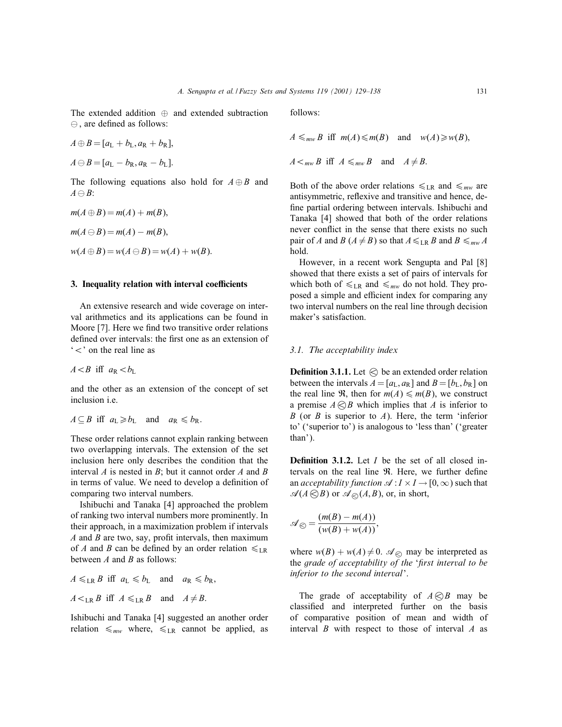The extended addition $\oplus$ and extended subtraction $\ominus$, are defined as follows:

$$A \oplus B = [a_L + b_L, a_R + b_R],$$

$$A \ominus B = [a_L - b_R, a_R - b_L].$$

The following equations also hold for $A \oplus B$ and $A \ominus B$:

$$m(A \oplus B) = m(A) + m(B),$$

$$m(A \ominus B) = m(A) - m(B),$$

$$w(A \oplus B) = w(A \ominus B) = w(A) + w(B).$$

## 3. Inequality relation with interval coefficients

An extensive research and wide coverage on interval arithmetics and its applications can be found in Moore [7]. Here we find two transitive order relations defined over intervals: the first one as an extension of '$<$' on the real line as

$$A < B \text{ iff } a_R < b_L$$

and the other as an extension of the concept of set inclusion i.e.

$$A \subseteq B \text{ iff } a_L \geqslant b_L \quad \text{and} \quad a_R \leqslant b_R.$$

These order relations cannot explain ranking between two overlapping intervals. The extension of the set inclusion here only describes the condition that the interval $A$ is nested in $B$; but it cannot order $A$ and $B$ in terms of value. We need to develop a definition of comparing two interval numbers.

Ishibuchi and Tanaka [4] approached the problem of ranking two interval numbers more prominently. In their approach, in a maximization problem if intervals $A$ and $B$ are two, say, profit intervals, then maximum of $A$ and $B$ can be defined by an order relation $\leqslant_{LR}$ between $A$ and $B$ as follows:

$$A \leqslant_{LR} B \text{ iff } a_L \leqslant b_L \quad \text{and} \quad a_R \leqslant b_R,$$

$$A <_{LR} B \text{ iff } A \leqslant_{LR} B \quad \text{and} \quad A \neq B.$$

Ishibuchi and Tanaka [4] suggested an another order relation $\leqslant_{mw}$ where, $\leqslant_{LR}$ cannot be applied, as follows:

$$A \leqslant_{mw} B \text{ iff } m(A) \leqslant m(B) \quad \text{and} \quad w(A) \geqslant w(B),$$

$$A <_{mw} B \text{ iff } A \leqslant_{mw} B \quad \text{and} \quad A \neq B.$$

Both of the above order relations $\leqslant_{LR}$ and $\leqslant_{mw}$ are antisymmetric, reflexive and transitive and hence, define partial ordering between intervals. Ishibuchi and Tanaka [4] showed that both of the order relations never conflict in the sense that there exists no such pair of $A$ and $B$ ($A \neq B$) so that $A \leqslant_{LR} B$ and $B \leqslant_{mw} A$ hold.

However, in a recent work Sengupta and Pal [8] showed that there exists a set of pairs of intervals for which both of $\leqslant_{LR}$ and $\leqslant_{mw}$ do not hold. They proposed a simple and efficient index for comparing any two interval numbers on the real line through decision maker's satisfaction.

### 3.1. The acceptability index

**Definition 3.1.1.** Let $\otimes$ be an extended order relation between the intervals $A = [a_L, a_R]$ and $B = [b_L, b_R]$ on the real line $\Re$, then for $m(A) \leqslant m(B)$, we construct a premise $A \otimes B$ which implies that $A$ is inferior to $B$ (or $B$ is superior to $A$). Here, the term 'inferior to' ('superior to') is analogous to 'less than' ('greater than').

**Definition 3.1.2.** Let $I$ be the set of all closed intervals on the real line $\Re$. Here, we further define an *acceptability function* $\mathscr{A} : I \times I \to [0, \infty)$ such that $\mathscr{A}(A \otimes B)$ or $\mathscr{A}_{\otimes}(A, B)$, or, in short,

$$\mathscr{A}_{\otimes} = \frac{(m(B) - m(A))}{(w(B) + w(A))},$$

where $w(B) + w(A) \neq 0$. $\mathscr{A}_{\otimes}$ may be interpreted as the *grade of acceptability of the 'first interval to be inferior to the second interval'*.

The grade of acceptability of $A \otimes B$ may be classified and interpreted further on the basis of comparative position of mean and width of interval $B$ with respect to those of interval $A$ as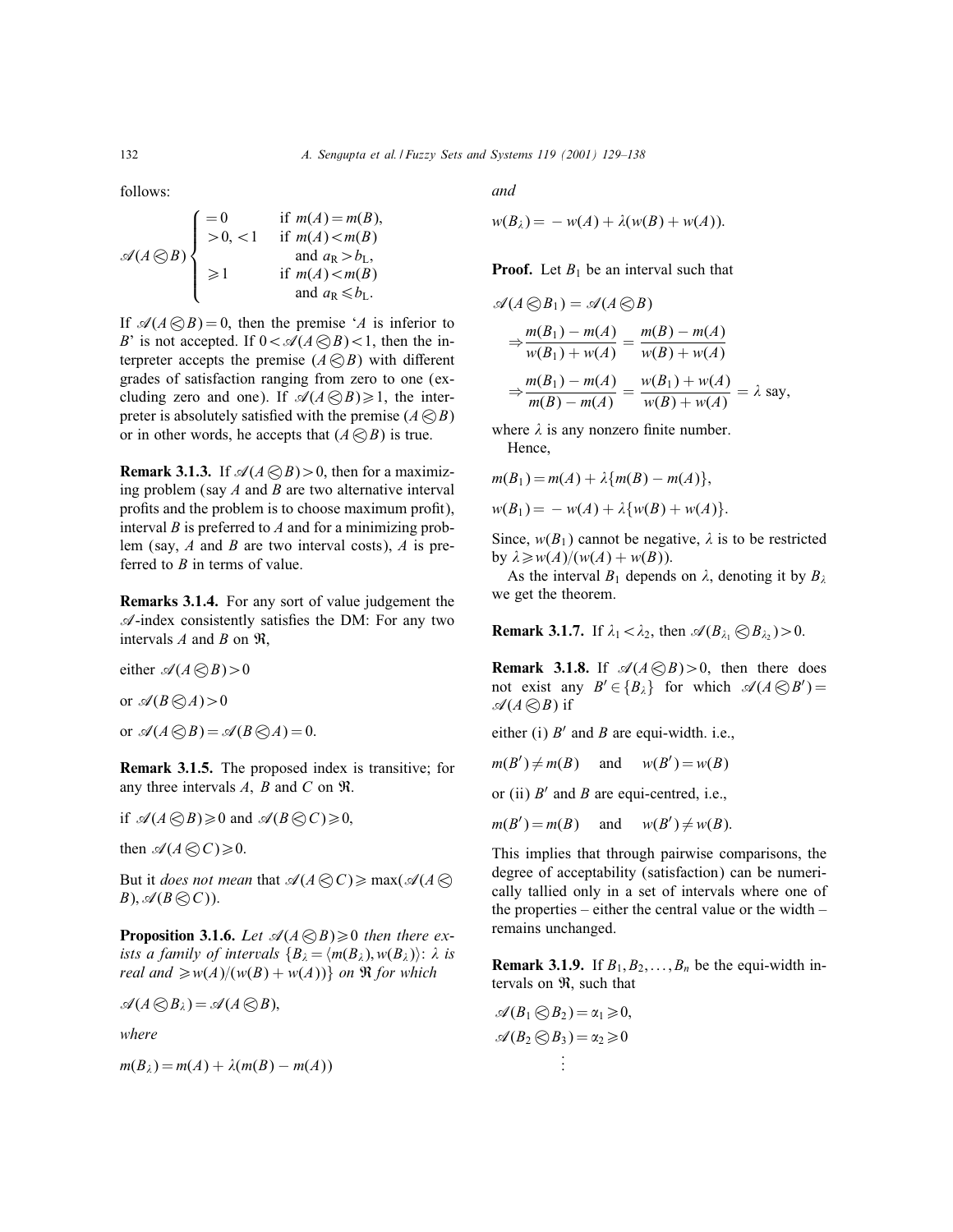follows:

$$\mathscr{A}(A \lessdot B) \begin{cases} = 0 & \text{if } m(A) = m(B), \\ > 0, < 1 & \text{if } m(A) < m(B) \\ & \quad \text{and } a_R > b_L, \\ \geqslant 1 & \text{if } m(A) < m(B) \\ & \quad \text{and } a_R \leqslant b_L. \end{cases}$$

If $\mathscr{A}(A \lessdot B) = 0$, then the premise '$A$ is inferior to $B$' is not accepted. If $0 < \mathscr{A}(A \lessdot B) < 1$, then the interpreter accepts the premise $(A \lessdot B)$ with different grades of satisfaction ranging from zero to one (excluding zero and one). If $\mathscr{A}(A \lessdot B) \geqslant 1$, the interpreter is absolutely satisfied with the premise $(A \lessdot B)$ or in other words, he accepts that $(A \lessdot B)$ is true.

**Remark 3.1.3.** If $\mathscr{A}(A \lessdot B) > 0$, then for a maximizing problem (say $A$ and $B$ are two alternative interval profits and the problem is to choose maximum profit), interval $B$ is preferred to $A$ and for a minimizing problem (say, $A$ and $B$ are two interval costs), $A$ is preferred to $B$ in terms of value.

**Remarks 3.1.4.** For any sort of value judgement the $\mathscr{A}$-index consistently satisfies the DM: For any two intervals $A$ and $B$ on $\Re$,

either $\mathscr{A}(A \lessdot B) > 0$

or $\mathscr{A}(B \lessdot A) > 0$

or $\mathscr{A}(A \lessdot B) = \mathscr{A}(B \lessdot A) = 0$.

**Remark 3.1.5.** The proposed index is transitive; for any three intervals $A$, $B$ and $C$ on $\Re$.

if $\mathscr{A}(A \lessdot B) \geqslant 0$ and $\mathscr{A}(B \lessdot C) \geqslant 0$,

then $\mathscr{A}(A \lessdot C) \geqslant 0$.

But it *does not mean* that $\mathscr{A}(A \lessdot C) \geqslant \max(\mathscr{A}(A \lessdot B), \mathscr{A}(B \lessdot C))$.

**Proposition 3.1.6.** *Let $\mathscr{A}(A \lessdot B) \geqslant 0$ then there exists a family of intervals $\{B_\lambda = \langle m(B_\lambda), w(B_\lambda)\rangle$: $\lambda$ is real and $\geqslant w(A)/(w(B) + w(A))\}$ on $\Re$ for which*

$\mathscr{A}(A \lessdot B_\lambda) = \mathscr{A}(A \lessdot B)$,

*where*

$m(B_\lambda) = m(A) + \lambda(m(B) - m(A))$

*and*

$w(B_\lambda) = -w(A) + \lambda(w(B) + w(A))$.

**Proof.** Let $B_1$ be an interval such that

$$\mathscr{A}(A \lessdot B_1) = \mathscr{A}(A \lessdot B)$$

$$\Rightarrow \frac{m(B_1) - m(A)}{w(B_1) + w(A)} = \frac{m(B) - m(A)}{w(B) + w(A)}$$

$$\Rightarrow \frac{m(B_1) - m(A)}{m(B) - m(A)} = \frac{w(B_1) + w(A)}{w(B) + w(A)} = \lambda \text{ say,}$$

where $\lambda$ is any nonzero finite number.

Hence,

$$m(B_1) = m(A) + \lambda\{m(B) - m(A)\},$$

$$w(B_1) = -w(A) + \lambda\{w(B) + w(A)\}.$$

Since, $w(B_1)$ cannot be negative, $\lambda$ is to be restricted by $\lambda \geqslant w(A)/(w(A) + w(B))$.

As the interval $B_1$ depends on $\lambda$, denoting it by $B_\lambda$ we get the theorem.

**Remark 3.1.7.** If $\lambda_1 < \lambda_2$, then $\mathscr{A}(B_{\lambda_1} \lessdot B_{\lambda_2}) > 0$.

**Remark 3.1.8.** If $\mathscr{A}(A \lessdot B) > 0$, then there does not exist any $B' \in \{B_\lambda\}$ for which $\mathscr{A}(A \lessdot B') = \mathscr{A}(A \lessdot B)$ if

either (i) $B'$ and $B$ are equi-width. i.e.,

$m(B') \neq m(B)$ and $w(B') = w(B)$

or (ii) $B'$ and $B$ are equi-centred, i.e.,

$m(B') = m(B)$ and $w(B') \neq w(B)$.

This implies that through pairwise comparisons, the degree of acceptability (satisfaction) can be numerically tallied only in a set of intervals where one of the properties – either the central value or the width – remains unchanged.

**Remark 3.1.9.** If $B_1, B_2, \ldots, B_n$ be the equi-width intervals on $\Re$, such that

$\mathscr{A}(B_1 \lessdot B_2) = \alpha_1 \geqslant 0$,

$\mathscr{A}(B_2 \lessdot B_3) = \alpha_2 \geqslant 0$

$\vdots$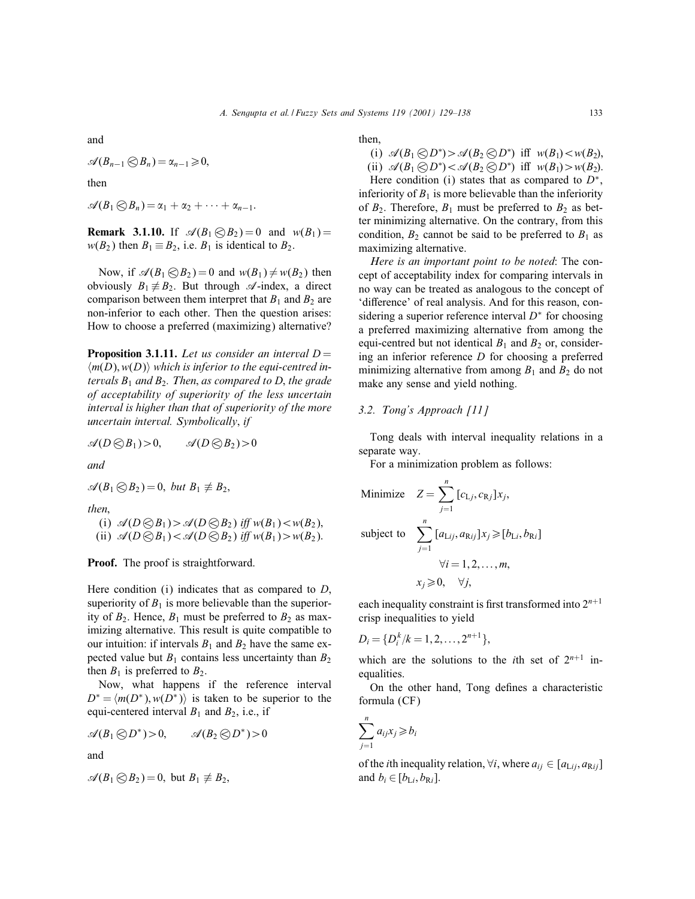and

$\mathscr{A}(B_{n-1} \lessdot B_n) = \alpha_{n-1} \geqslant 0,$

then

$\mathscr{A}(B_1 \lessdot B_n) = \alpha_1 + \alpha_2 + \cdots + \alpha_{n-1}.$

**Remark 3.1.10.** If $\mathscr{A}(B_1 \lessdot B_2) = 0$ and $w(B_1) = w(B_2)$ then $B_1 \equiv B_2$, i.e. $B_1$ is identical to $B_2$.

Now, if $\mathscr{A}(B_1 \lessdot B_2) = 0$ and $w(B_1) \neq w(B_2)$ then obviously $B_1 \not\equiv B_2$. But through $\mathscr{A}$-index, a direct comparison between them interpret that $B_1$ and $B_2$ are non-inferior to each other. Then the question arises: How to choose a preferred (maximizing) alternative?

**Proposition 3.1.11.** *Let us consider an interval $D = \langle m(D), w(D) \rangle$ which is inferior to the equi-centred intervals $B_1$ and $B_2$. Then, as compared to $D$, the grade of acceptability of superiority of the less uncertain interval is higher than that of superiority of the more uncertain interval. Symbolically, if*

$\mathscr{A}(D \lessdot B_1) > 0, \qquad \mathscr{A}(D \lessdot B_2) > 0$

*and*

$\mathscr{A}(B_1 \lessdot B_2) = 0,$ *but* $B_1 \not\equiv B_2,$

*then,*

(i) $\mathscr{A}(D \lessdot B_1) > \mathscr{A}(D \lessdot B_2)$ *iff* $w(B_1) < w(B_2)$,
(ii) $\mathscr{A}(D \lessdot B_1) < \mathscr{A}(D \lessdot B_2)$ *iff* $w(B_1) > w(B_2)$.

**Proof.** The proof is straightforward.

Here condition (i) indicates that as compared to $D$, superiority of $B_1$ is more believable than the superiority of $B_2$. Hence, $B_1$ must be preferred to $B_2$ as maximizing alternative. This result is quite compatible to our intuition: if intervals $B_1$ and $B_2$ have the same expected value but $B_1$ contains less uncertainty than $B_2$ then $B_1$ is preferred to $B_2$.

Now, what happens if the reference interval $D^* = \langle m(D^*), w(D^*) \rangle$ is taken to be superior to the equi-centered interval $B_1$ and $B_2$, i.e., if

$\mathscr{A}(B_1 \lessdot D^*) > 0, \qquad \mathscr{A}(B_2 \lessdot D^*) > 0$

and

$\mathscr{A}(B_1 \lessdot B_2) = 0,$ but $B_1 \not\equiv B_2,$

then,

(i) $\mathscr{A}(B_1 \lessdot D^*) > \mathscr{A}(B_2 \lessdot D^*)$ iff $w(B_1) < w(B_2)$,
(ii) $\mathscr{A}(B_1 \lessdot D^*) < \mathscr{A}(B_2 \lessdot D^*)$ iff $w(B_1) > w(B_2)$.

Here condition (i) states that as compared to $D^*$, inferiority of $B_1$ is more believable than the inferiority of $B_2$. Therefore, $B_1$ must be preferred to $B_2$ as better minimizing alternative. On the contrary, from this condition, $B_2$ cannot be said to be preferred to $B_1$ as maximizing alternative.

*Here is an important point to be noted*: The concept of acceptability index for comparing intervals in no way can be treated as analogous to the concept of 'difference' of real analysis. And for this reason, considering a superior reference interval $D^*$ for choosing a preferred maximizing alternative from among the equi-centred but not identical $B_1$ and $B_2$ or, considering an inferior reference $D$ for choosing a preferred minimizing alternative from among $B_1$ and $B_2$ do not make any sense and yield nothing.

### 3.2. Tong's Approach [11]

Tong deals with interval inequality relations in a separate way.

For a minimization problem as follows:

$$\text{Minimize} \quad Z = \sum_{j=1}^{n} [c_{\mathrm{L}j}, c_{\mathrm{R}j}] x_j,$$

$$\text{subject to} \quad \sum_{j=1}^{n} [a_{\mathrm{L}ij}, a_{\mathrm{R}ij}] x_j \geqslant [b_{\mathrm{L}i}, b_{\mathrm{R}i}] \quad \forall i = 1, 2, \ldots, m, \quad x_j \geqslant 0, \quad \forall j,$$

each inequality constraint is first transformed into $2^{n+1}$ crisp inequalities to yield

$$D_i = \{D_i^k / k = 1, 2, \ldots, 2^{n+1}\},$$

which are the solutions to the $i$th set of $2^{n+1}$ inequalities.

On the other hand, Tong defines a characteristic formula (CF)

$$\sum_{j=1}^{n} a_{ij} x_j \geqslant b_i$$

of the $i$th inequality relation, $\forall i$, where $a_{ij} \in [a_{\mathrm{L}ij}, a_{\mathrm{R}ij}]$ and $b_i \in [b_{\mathrm{L}i}, b_{\mathrm{R}i}]$.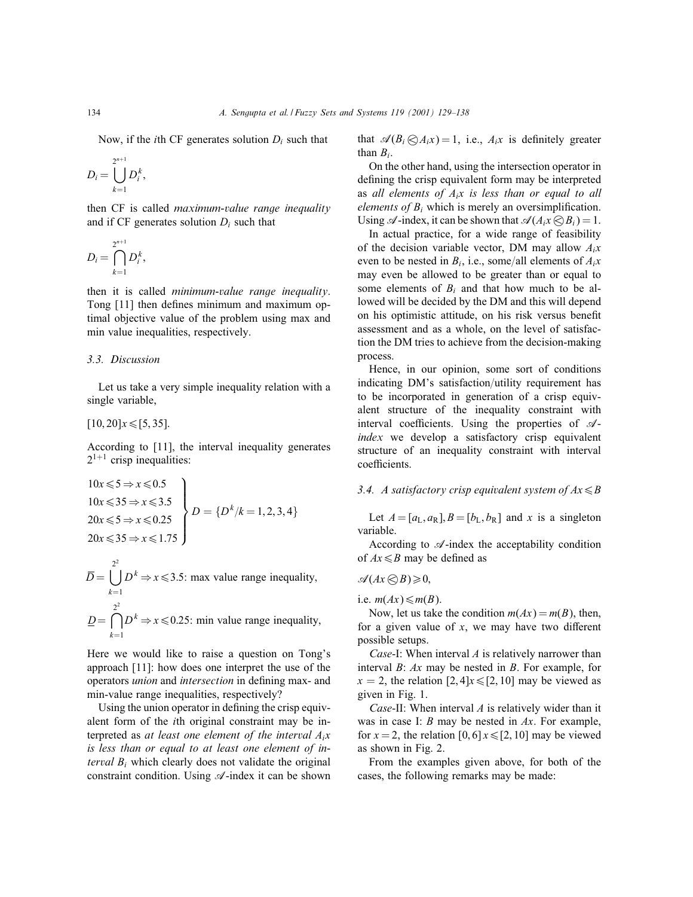Now, if the $i$th CF generates solution $D_i$ such that

$$D_i = \bigcup_{k=1}^{2^{n+1}} D_i^k,$$

then CF is called *maximum-value range inequality* and if CF generates solution $D_i$ such that

$$D_i = \bigcap_{k=1}^{2^{n+1}} D_i^k,$$

then it is called *minimum-value range inequality*. Tong [11] then defines minimum and maximum optimal objective value of the problem using max and min value inequalities, respectively.

### 3.3. Discussion

Let us take a very simple inequality relation with a single variable,

$$[10, 20]x \leqslant [5, 35].$$

According to [11], the interval inequality generates $2^{1+1}$ crisp inequalities:

$$\left.\begin{array}{l} 10x \leqslant 5 \Rightarrow x \leqslant 0.5 \\ 10x \leqslant 35 \Rightarrow x \leqslant 3.5 \\ 20x \leqslant 5 \Rightarrow x \leqslant 0.25 \\ 20x \leqslant 35 \Rightarrow x \leqslant 1.75 \end{array}\right\} D = \{D^k / k = 1, 2, 3, 4\}$$

$$\overline{D} = \bigcup_{k=1}^{2^2} D^k \Rightarrow x \leqslant 3.5\text{: max value range inequality,}$$

$$\underline{D} = \bigcap_{k=1}^{2^2} D^k \Rightarrow x \leqslant 0.25\text{: min value range inequality,}$$

Here we would like to raise a question on Tong's approach [11]: how does one interpret the use of the operators *union* and *intersection* in defining max- and min-value range inequalities, respectively?

Using the union operator in defining the crisp equivalent form of the $i$th original constraint may be interpreted as *at least one element of the interval $A_i x$ is less than or equal to at least one element of interval $B_i$* which clearly does not validate the original constraint condition. Using $\mathscr{A}$-index it can be shown that $\mathscr{A}(B_i \lessdot A_i x) = 1$, i.e., $A_i x$ is definitely greater than $B_i$.

On the other hand, using the intersection operator in defining the crisp equivalent form may be interpreted as *all elements of $A_i x$ is less than or equal to all elements of $B_i$* which is merely an oversimplification. Using $\mathscr{A}$-index, it can be shown that $\mathscr{A}(A_i x \lessdot B_i) = 1$.

In actual practice, for a wide range of feasibility of the decision variable vector, DM may allow $A_i x$ even to be nested in $B_i$, i.e., some/all elements of $A_i x$ may even be allowed to be greater than or equal to some elements of $B_i$ and that how much to be allowed will be decided by the DM and this will depend on his optimistic attitude, on his risk versus benefit assessment and as a whole, on the level of satisfaction the DM tries to achieve from the decision-making process.

Hence, in our opinion, some sort of conditions indicating DM's satisfaction/utility requirement has to be incorporated in generation of a crisp equivalent structure of the inequality constraint with interval coefficients. Using the properties of $\mathscr{A}$-*index* we develop a satisfactory crisp equivalent structure of an inequality constraint with interval coefficients.

### 3.4. A satisfactory crisp equivalent system of $Ax \leqslant B$

Let $A = [a_L, a_R], B = [b_L, b_R]$ and $x$ is a singleton variable.

According to $\mathscr{A}$-index the acceptability condition of $Ax \leqslant B$ may be defined as

$$\mathscr{A}(Ax \lessdot B) \geqslant 0,$$

i.e. $m(Ax) \leqslant m(B)$.

Now, let us take the condition $m(Ax) = m(B)$, then, for a given value of $x$, we may have two different possible setups.

*Case*-I: When interval $A$ is relatively narrower than interval $B$: $Ax$ may be nested in $B$. For example, for $x = 2$, the relation $[2, 4]x \leqslant [2, 10]$ may be viewed as given in Fig. 1.

*Case*-II: When interval $A$ is relatively wider than it was in case I: $B$ may be nested in $Ax$. For example, for $x = 2$, the relation $[0, 6]x \leqslant [2, 10]$ may be viewed as shown in Fig. 2.

From the examples given above, for both of the cases, the following remarks may be made: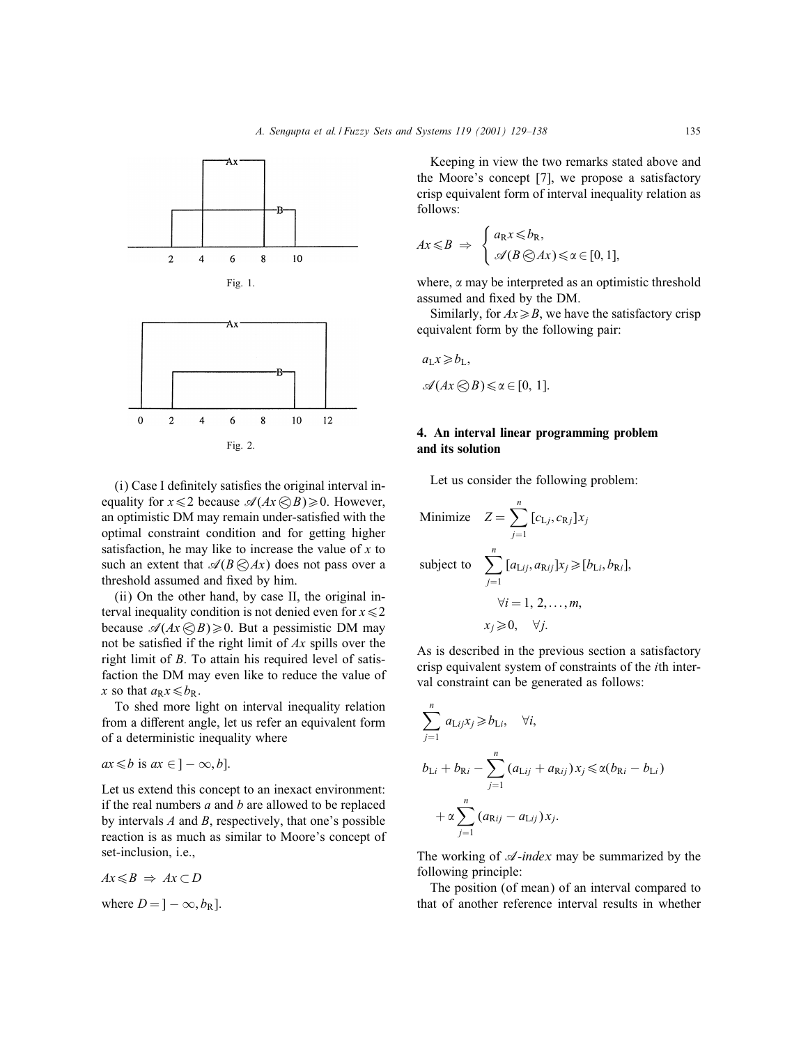Fig. 1.

Fig. 2.

(i) Case I definitely satisfies the original interval inequality for $x \leqslant 2$ because $\mathscr{A}(Ax \otimes B) \geqslant 0$. However, an optimistic DM may remain under-satisfied with the optimal constraint condition and for getting higher satisfaction, he may like to increase the value of $x$ to such an extent that $\mathscr{A}(B \otimes Ax)$ does not pass over a threshold assumed and fixed by him.

(ii) On the other hand, by case II, the original interval inequality condition is not denied even for $x \leqslant 2$ because $\mathscr{A}(Ax \otimes B) \geqslant 0$. But a pessimistic DM may not be satisfied if the right limit of $Ax$ spills over the right limit of $B$. To attain his required level of satisfaction the DM may even like to reduce the value of $x$ so that $a_R x \leqslant b_R$.

To shed more light on interval inequality relation from a different angle, let us refer an equivalent form of a deterministic inequality where

$ax \leqslant b$ is $ax \in ]-\infty, b]$.

Let us extend this concept to an inexact environment: if the real numbers $a$ and $b$ are allowed to be replaced by intervals $A$ and $B$, respectively, that one's possible reaction is as much as similar to Moore's concept of set-inclusion, i.e.,

$$Ax \leqslant B \Rightarrow Ax \subset D$$

where $D = ]-\infty, b_R]$.

Keeping in view the two remarks stated above and the Moore's concept [7], we propose a satisfactory crisp equivalent form of interval inequality relation as follows:

$$Ax \leqslant B \Rightarrow \begin{cases} a_R x \leqslant b_R, \\ \mathscr{A}(B \otimes Ax) \leqslant \alpha \in [0,1], \end{cases}$$

where, $\alpha$ may be interpreted as an optimistic threshold assumed and fixed by the DM.

Similarly, for $Ax \geqslant B$, we have the satisfactory crisp equivalent form by the following pair:

$$a_L x \geqslant b_L,$$

$$\mathscr{A}(Ax \otimes B) \leqslant \alpha \in [0, 1].$$

## 4. An interval linear programming problem and its solution

Let us consider the following problem:

$$\text{Minimize} \quad Z = \sum_{j=1}^{n} [c_{Lj}, c_{Rj}] x_j$$

$$\text{subject to} \quad \sum_{j=1}^{n} [a_{Lij}, a_{Rij}] x_j \geqslant [b_{Li}, b_{Ri}],$$

$$\forall i = 1, 2, \ldots, m,$$

$$x_j \geqslant 0, \quad \forall j.$$

As is described in the previous section a satisfactory crisp equivalent system of constraints of the $i$th interval constraint can be generated as follows:

$$\sum_{j=1}^{n} a_{Lij} x_j \geqslant b_{Li}, \quad \forall i,$$

$$b_{Li} + b_{Ri} - \sum_{j=1}^{n} (a_{Lij} + a_{Rij}) x_j \leqslant \alpha(b_{Ri} - b_{Li}) + \alpha \sum_{j=1}^{n} (a_{Rij} - a_{Lij}) x_j.$$

The working of $\mathscr{A}$*-index* may be summarized by the following principle:

The position (of mean) of an interval compared to that of another reference interval results in whether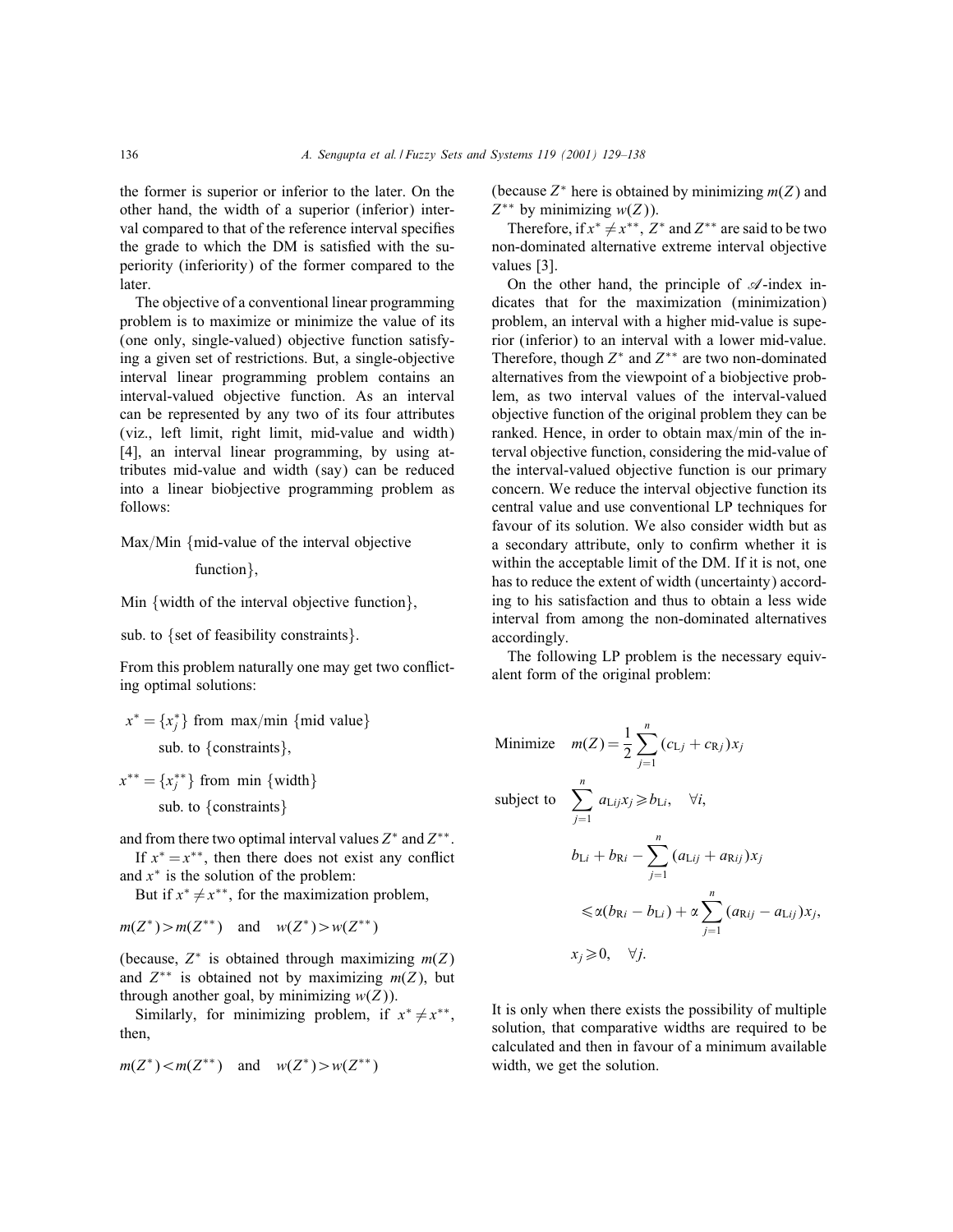the former is superior or inferior to the later. On the other hand, the width of a superior (inferior) interval compared to that of the reference interval specifies the grade to which the DM is satisfied with the superiority (inferiority) of the former compared to the later.

The objective of a conventional linear programming problem is to maximize or minimize the value of its (one only, single-valued) objective function satisfying a given set of restrictions. But, a single-objective interval linear programming problem contains an interval-valued objective function. As an interval can be represented by any two of its four attributes (viz., left limit, right limit, mid-value and width) [4], an interval linear programming, by using attributes mid-value and width (say) can be reduced into a linear biobjective programming problem as follows:

Max/Min {mid-value of the interval objective function},

Min {width of the interval objective function},

sub. to {set of feasibility constraints}.

From this problem naturally one may get two conflicting optimal solutions:

$x^* = \{x_j^*\}$ from max/min {mid value}
sub. to {constraints},

$x^{**} = \{x_j^{**}\}$ from min {width}
sub. to {constraints}

and from there two optimal interval values $Z^*$ and $Z^{**}$.

If $x^* = x^{**}$, then there does not exist any conflict and $x^*$ is the solution of the problem:

But if $x^* \neq x^{**}$, for the maximization problem,

$$m(Z^*) > m(Z^{**}) \quad \text{and} \quad w(Z^*) > w(Z^{**})$$

(because, $Z^*$ is obtained through maximizing $m(Z)$ and $Z^{**}$ is obtained not by maximizing $m(Z)$, but through another goal, by minimizing $w(Z)$).

Similarly, for minimizing problem, if $x^* \neq x^{**}$, then,

$$m(Z^*) < m(Z^{**}) \quad \text{and} \quad w(Z^*) > w(Z^{**})$$

(because $Z^*$ here is obtained by minimizing $m(Z)$ and $Z^{**}$ by minimizing $w(Z)$).

Therefore, if $x^* \neq x^{**}$, $Z^*$ and $Z^{**}$ are said to be two non-dominated alternative extreme interval objective values [3].

On the other hand, the principle of $\mathscr{A}$-index indicates that for the maximization (minimization) problem, an interval with a higher mid-value is superior (inferior) to an interval with a lower mid-value. Therefore, though $Z^*$ and $Z^{**}$ are two non-dominated alternatives from the viewpoint of a biobjective problem, as two interval values of the interval-valued objective function of the original problem they can be ranked. Hence, in order to obtain max/min of the interval objective function, considering the mid-value of the interval-valued objective function is our primary concern. We reduce the interval objective function its central value and use conventional LP techniques for favour of its solution. We also consider width but as a secondary attribute, only to confirm whether it is within the acceptable limit of the DM. If it is not, one has to reduce the extent of width (uncertainty) according to his satisfaction and thus to obtain a less wide interval from among the non-dominated alternatives accordingly.

The following LP problem is the necessary equivalent form of the original problem:

$$\text{Minimize} \quad m(Z) = \frac{1}{2}\sum_{j=1}^{n}(c_{Lj} + c_{Rj})x_j$$

$$\text{subject to} \quad \sum_{j=1}^{n} a_{Lij}x_j \geqslant b_{Li}, \quad \forall i,$$

$$b_{Li} + b_{Ri} - \sum_{j=1}^{n}(a_{Lij} + a_{Rij})x_j \leqslant \alpha(b_{Ri} - b_{Li}) + \alpha\sum_{j=1}^{n}(a_{Rij} - a_{Lij})x_j,$$

$$x_j \geqslant 0, \quad \forall j.$$

It is only when there exists the possibility of multiple solution, that comparative widths are required to be calculated and then in favour of a minimum available width, we get the solution.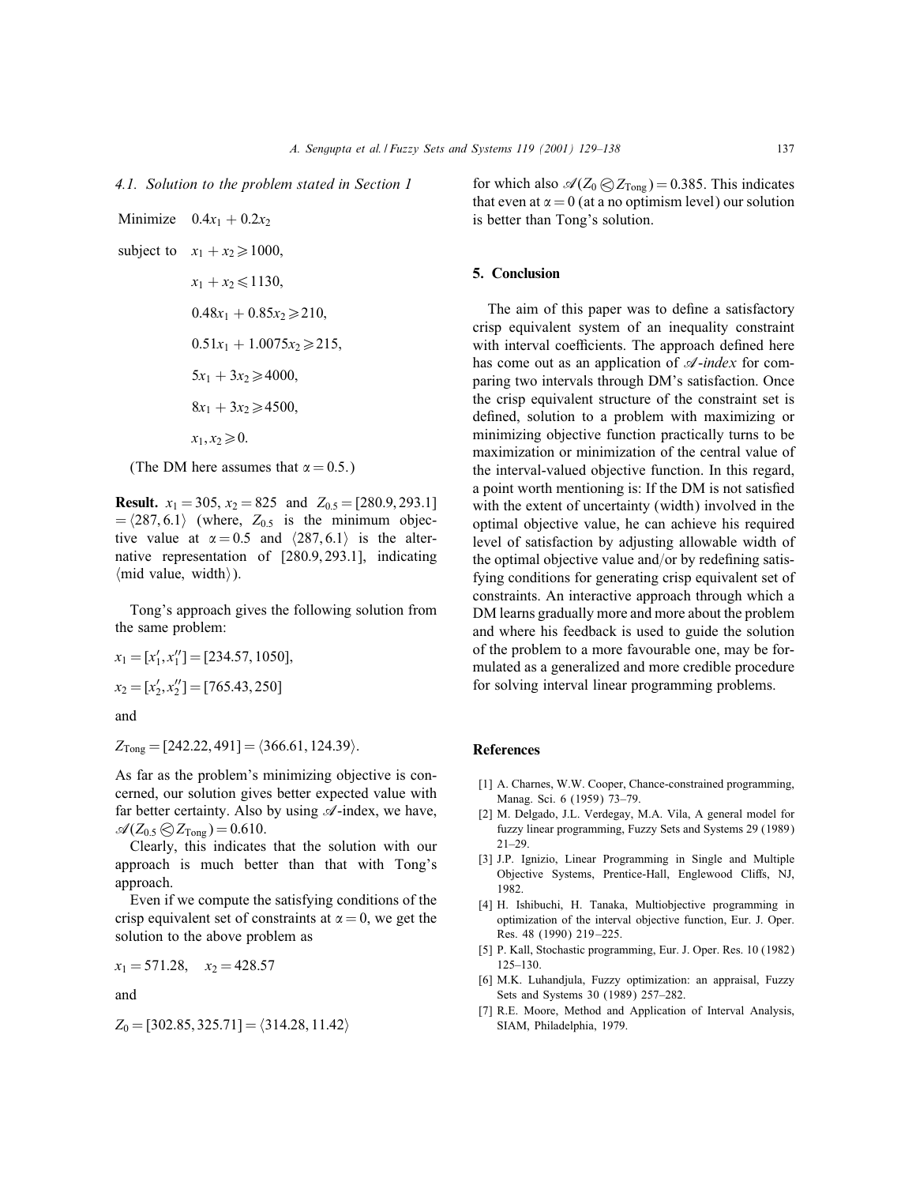### 4.1. Solution to the problem stated in Section 1

$$
\begin{aligned}
\text{Minimize} \quad & 0.4x_1 + 0.2x_2 \\
\text{subject to} \quad & x_1 + x_2 \geqslant 1000, \\
& x_1 + x_2 \leqslant 1130, \\
& 0.48x_1 + 0.85x_2 \geqslant 210, \\
& 0.51x_1 + 1.0075x_2 \geqslant 215, \\
& 5x_1 + 3x_2 \geqslant 4000, \\
& 8x_1 + 3x_2 \geqslant 4500, \\
& x_1, x_2 \geqslant 0.
\end{aligned}
$$

(The DM here assumes that $\alpha = 0.5$.)

**Result.** $x_1 = 305$, $x_2 = 825$ and $Z_{0.5} = [280.9, 293.1] = \langle 287, 6.1 \rangle$ (where, $Z_{0.5}$ is the minimum objective value at $\alpha = 0.5$ and $\langle 287, 6.1 \rangle$ is the alternative representation of $[280.9, 293.1]$, indicating $\langle$mid value, width$\rangle$).

Tong's approach gives the following solution from the same problem:

$$x_1 = [x_1', x_1''] = [234.57, 1050],$$

$$x_2 = [x_2', x_2''] = [765.43, 250]$$

and

$$Z_{\text{Tong}} = [242.22, 491] = \langle 366.61, 124.39 \rangle.$$

As far as the problem's minimizing objective is concerned, our solution gives better expected value with far better certainty. Also by using $\mathscr{A}$-index, we have, $\mathscr{A}(Z_{0.5} \oslash Z_{\text{Tong}}) = 0.610$.

Clearly, this indicates that the solution with our approach is much better than that with Tong's approach.

Even if we compute the satisfying conditions of the crisp equivalent set of constraints at $\alpha = 0$, we get the solution to the above problem as

$$x_1 = 571.28, \quad x_2 = 428.57$$

and

$$Z_0 = [302.85, 325.71] = \langle 314.28, 11.42 \rangle$$

for which also $\mathscr{A}(Z_0 \oslash Z_{\text{Tong}}) = 0.385$. This indicates that even at $\alpha = 0$ (at a no optimism level) our solution is better than Tong's solution.

## 5. Conclusion

The aim of this paper was to define a satisfactory crisp equivalent system of an inequality constraint with interval coefficients. The approach defined here has come out as an application of *$\mathscr{A}$-index* for comparing two intervals through DM's satisfaction. Once the crisp equivalent structure of the constraint set is defined, solution to a problem with maximizing or minimizing objective function practically turns to be maximization or minimization of the central value of the interval-valued objective function. In this regard, a point worth mentioning is: If the DM is not satisfied with the extent of uncertainty (width) involved in the optimal objective value, he can achieve his required level of satisfaction by adjusting allowable width of the optimal objective value and/or by redefining satisfying conditions for generating crisp equivalent set of constraints. An interactive approach through which a DM learns gradually more and more about the problem and where his feedback is used to guide the solution of the problem to a more favourable one, may be formulated as a generalized and more credible procedure for solving interval linear programming problems.

## References

[1] A. Charnes, W.W. Cooper, Chance-constrained programming, Manag. Sci. 6 (1959) 73–79.

[2] M. Delgado, J.L. Verdegay, M.A. Vila, A general model for fuzzy linear programming, Fuzzy Sets and Systems 29 (1989) 21–29.

[3] J.P. Ignizio, Linear Programming in Single and Multiple Objective Systems, Prentice-Hall, Englewood Cliffs, NJ, 1982.

[4] H. Ishibuchi, H. Tanaka, Multiobjective programming in optimization of the interval objective function, Eur. J. Oper. Res. 48 (1990) 219–225.

[5] P. Kall, Stochastic programming, Eur. J. Oper. Res. 10 (1982) 125–130.

[6] M.K. Luhandjula, Fuzzy optimization: an appraisal, Fuzzy Sets and Systems 30 (1989) 257–282.

[7] R.E. Moore, Method and Application of Interval Analysis, SIAM, Philadelphia, 1979.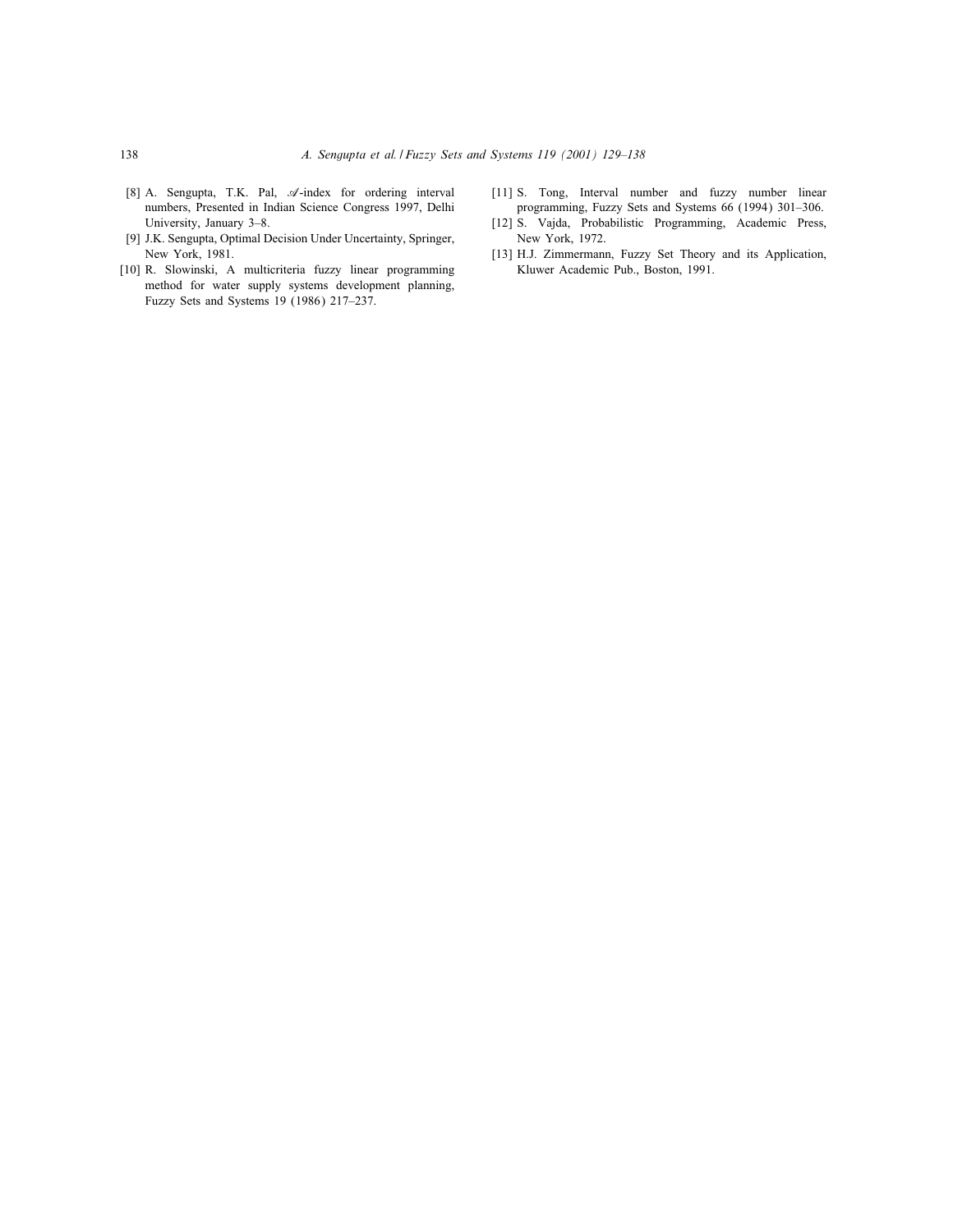[8] A. Sengupta, T.K. Pal, $\mathscr{A}$-index for ordering interval numbers, Presented in Indian Science Congress 1997, Delhi University, January 3–8.

[9] J.K. Sengupta, Optimal Decision Under Uncertainty, Springer, New York, 1981.

[10] R. Slowinski, A multicriteria fuzzy linear programming method for water supply systems development planning, Fuzzy Sets and Systems 19 (1986) 217–237.

[11] S. Tong, Interval number and fuzzy number linear programming, Fuzzy Sets and Systems 66 (1994) 301–306.

[12] S. Vajda, Probabilistic Programming, Academic Press, New York, 1972.

[13] H.J. Zimmermann, Fuzzy Set Theory and its Application, Kluwer Academic Pub., Boston, 1991.